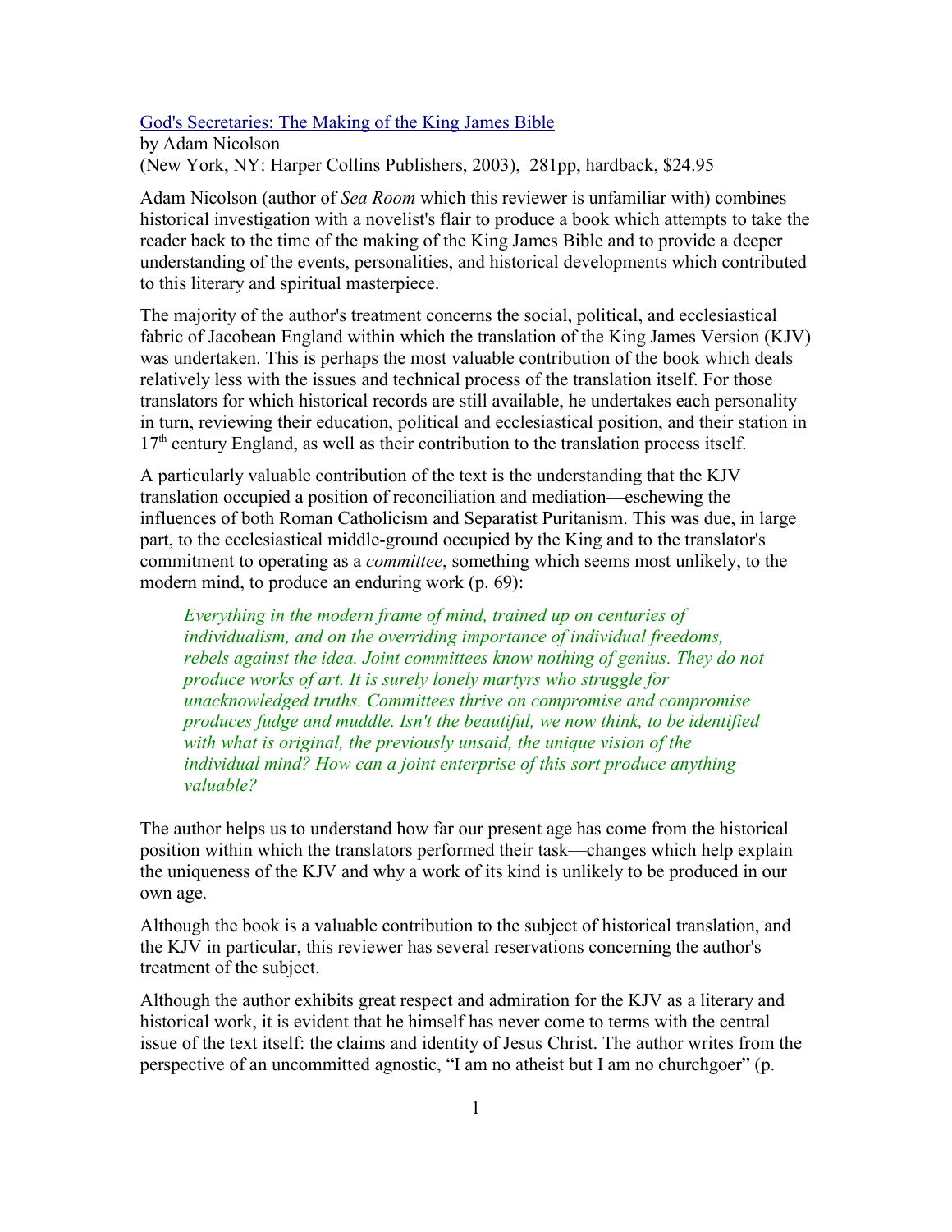[God's Secretaries: The Making of the King James Bible]
by Adam Nicolson
(New York, NY: Harper Collins Publishers, 2003), 281pp, hardback, $24.95

Adam Nicolson (author of *Sea Room* which this reviewer is unfamiliar with) combines historical investigation with a novelist's flair to produce a book which attempts to take the reader back to the time of the making of the King James Bible and to provide a deeper understanding of the events, personalities, and historical developments which contributed to this literary and spiritual masterpiece.

The majority of the author's treatment concerns the social, political, and ecclesiastical fabric of Jacobean England within which the translation of the King James Version (KJV) was undertaken. This is perhaps the most valuable contribution of the book which deals relatively less with the issues and technical process of the translation itself. For those translators for which historical records are still available, he undertakes each personality in turn, reviewing their education, political and ecclesiastical position, and their station in 17th century England, as well as their contribution to the translation process itself.

A particularly valuable contribution of the text is the understanding that the KJV translation occupied a position of reconciliation and mediation—eschewing the influences of both Roman Catholicism and Separatist Puritanism. This was due, in large part, to the ecclesiastical middle-ground occupied by the King and to the translator's commitment to operating as a *committee*, something which seems most unlikely, to the modern mind, to produce an enduring work (p. 69):

> *Everything in the modern frame of mind, trained up on centuries of individualism, and on the overriding importance of individual freedoms, rebels against the idea. Joint committees know nothing of genius. They do not produce works of art. It is surely lonely martyrs who struggle for unacknowledged truths. Committees thrive on compromise and compromise produces fudge and muddle. Isn't the beautiful, we now think, to be identified with what is original, the previously unsaid, the unique vision of the individual mind? How can a joint enterprise of this sort produce anything valuable?*

The author helps us to understand how far our present age has come from the historical position within which the translators performed their task—changes which help explain the uniqueness of the KJV and why a work of its kind is unlikely to be produced in our own age.

Although the book is a valuable contribution to the subject of historical translation, and the KJV in particular, this reviewer has several reservations concerning the author's treatment of the subject.

Although the author exhibits great respect and admiration for the KJV as a literary and historical work, it is evident that he himself has never come to terms with the central issue of the text itself: the claims and identity of Jesus Christ. The author writes from the perspective of an uncommitted agnostic, "I am no atheist but I am no churchgoer" (p.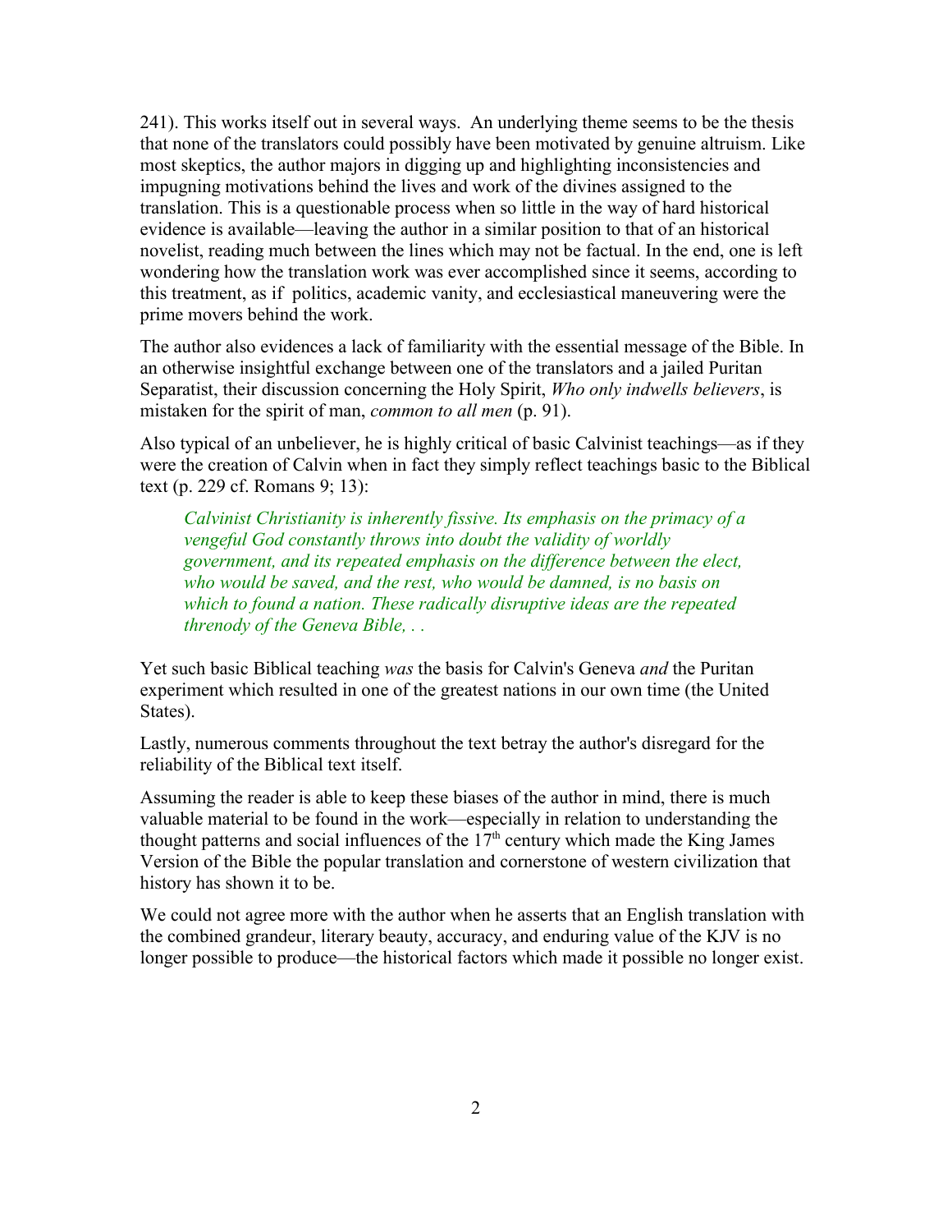241). This works itself out in several ways. An underlying theme seems to be the thesis that none of the translators could possibly have been motivated by genuine altruism. Like most skeptics, the author majors in digging up and highlighting inconsistencies and impugning motivations behind the lives and work of the divines assigned to the translation. This is a questionable process when so little in the way of hard historical evidence is available—leaving the author in a similar position to that of an historical novelist, reading much between the lines which may not be factual. In the end, one is left wondering how the translation work was ever accomplished since it seems, according to this treatment, as if politics, academic vanity, and ecclesiastical maneuvering were the prime movers behind the work.

The author also evidences a lack of familiarity with the essential message of the Bible. In an otherwise insightful exchange between one of the translators and a jailed Puritan Separatist, their discussion concerning the Holy Spirit, *Who only indwells believers*, is mistaken for the spirit of man, *common to all men* (p. 91).

Also typical of an unbeliever, he is highly critical of basic Calvinist teachings—as if they were the creation of Calvin when in fact they simply reflect teachings basic to the Biblical text (p. 229 cf. Romans 9; 13):

> *Calvinist Christianity is inherently fissive. Its emphasis on the primacy of a vengeful God constantly throws into doubt the validity of worldly government, and its repeated emphasis on the difference between the elect, who would be saved, and the rest, who would be damned, is no basis on which to found a nation. These radically disruptive ideas are the repeated threnody of the Geneva Bible, . .*

Yet such basic Biblical teaching *was* the basis for Calvin's Geneva *and* the Puritan experiment which resulted in one of the greatest nations in our own time (the United States).

Lastly, numerous comments throughout the text betray the author's disregard for the reliability of the Biblical text itself.

Assuming the reader is able to keep these biases of the author in mind, there is much valuable material to be found in the work—especially in relation to understanding the thought patterns and social influences of the 17th century which made the King James Version of the Bible the popular translation and cornerstone of western civilization that history has shown it to be.

We could not agree more with the author when he asserts that an English translation with the combined grandeur, literary beauty, accuracy, and enduring value of the KJV is no longer possible to produce—the historical factors which made it possible no longer exist.